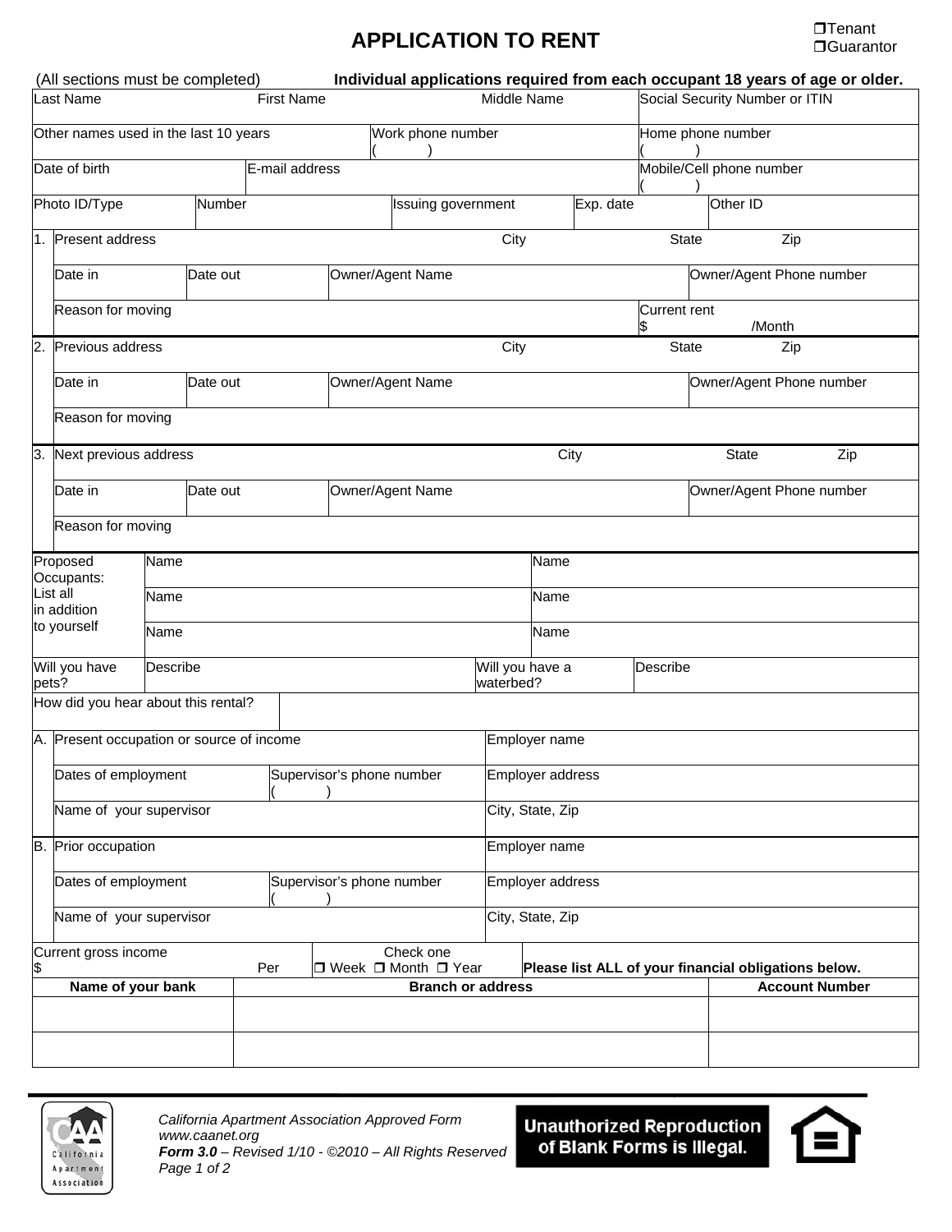❒Tenant
❒Guarantor

# APPLICATION TO RENT

(All sections must be completed) **Individual applications required from each occupant 18 years of age or older.**

| Last Name | First Name | Middle Name | Social Security Number or ITIN |
|---|---|---|---|
| Other names used in the last 10 years | Work phone number ( ) | | Home phone number ( ) |
| Date of birth | E-mail address | | Mobile/Cell phone number ( ) |

| Photo ID/Type | Number | Issuing government | Exp. date | Other ID |
|---|---|---|---|---|

| | | | | |
|---|---|---|---|---|
| 1. | Present address | City | State | Zip |
| | Date in | Date out | Owner/Agent Name | Owner/Agent Phone number |
| | Reason for moving | | | Current rent $ /Month |
| 2. | Previous address | City | State | Zip |
| | Date in | Date out | Owner/Agent Name | Owner/Agent Phone number |
| | Reason for moving | | | |
| 3. | Next previous address | City | State | Zip |
| | Date in | Date out | Owner/Agent Name | Owner/Agent Phone number |
| | Reason for moving | | | |

| Proposed Occupants: List all in addition to yourself | Name | Name |
|---|---|---|
| | Name | Name |
| | Name | Name |

| Will you have pets? | Describe | Will you have a waterbed? | Describe |
|---|---|---|---|
| How did you hear about this rental? | | | |

| | | | |
|---|---|---|---|
| A. | Present occupation or source of income | | Employer name |
| | Dates of employment | Supervisor's phone number ( ) | Employer address |
| | Name of your supervisor | | City, State, Zip |
| B. | Prior occupation | | Employer name |
| | Dates of employment | Supervisor's phone number ( ) | Employer address |
| | Name of your supervisor | | City, State, Zip |

Current gross income $ Per — Check one ❒ Week ❒ Month ❒ Year — **Please list ALL of your financial obligations below.**

| Name of your bank | Branch or address | Account Number |
|---|---|---|
| | | |
| | | |

*California Apartment Association Approved Form*
*www.caanet.org*
***Form 3.0** – Revised 1/10 - ©2010 – All Rights Reserved*

**Unauthorized Reproduction of Blank Forms is Illegal.**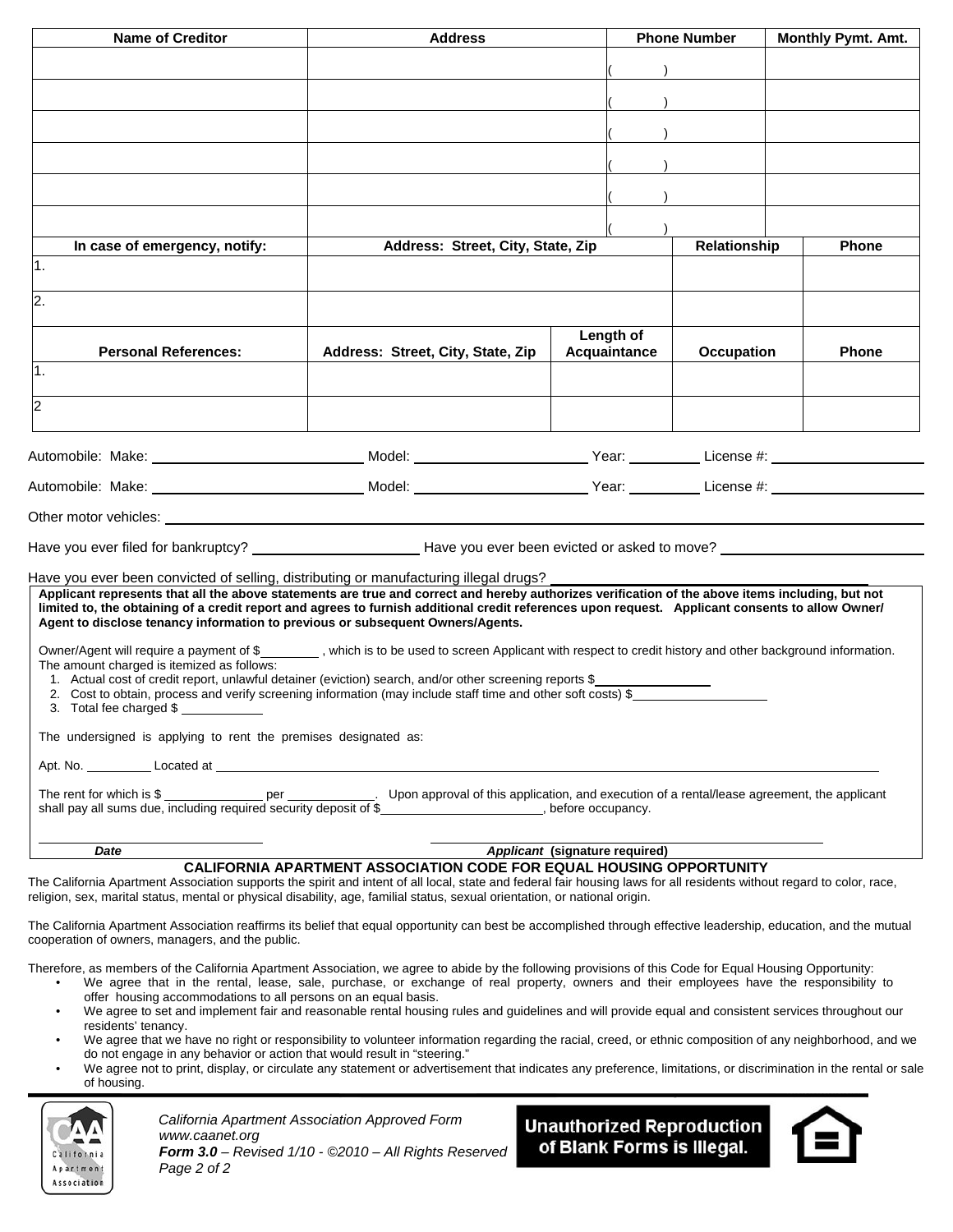| Name of Creditor | Address | Phone Number | Monthly Pymt. Amt. |
|---|---|---|---|
| | | (        ) | |
| | | (        ) | |
| | | (        ) | |
| | | (        ) | |
| | | (        ) | |
| | | (        ) | |

| In case of emergency, notify: | Address: Street, City, State, Zip | Relationship | Phone |
|---|---|---|---|
| 1. | | | |
| 2. | | | |

| Personal References: | Address: Street, City, State, Zip | Length of Acquaintance | Occupation | Phone |
|---|---|---|---|---|
| 1. | | | | |
| 2 | | | | |

Automobile: Make: ______________________ Model: ____________________ Year: ________ License #: __________________

Automobile: Make: ______________________ Model: ____________________ Year: ________ License #: __________________

Other motor vehicles: ______________________________________________________________________________

Have you ever filed for bankruptcy? ____________________ Have you ever been evicted or asked to move? ______________________

Have you ever been convicted of selling, distributing or manufacturing illegal drugs? ________________________________

**Applicant represents that all the above statements are true and correct and hereby authorizes verification of the above items including, but not limited to, the obtaining of a credit report and agrees to furnish additional credit references upon request. Applicant consents to allow Owner/ Agent to disclose tenancy information to previous or subsequent Owners/Agents.**

Owner/Agent will require a payment of $________ , which is to be used to screen Applicant with respect to credit history and other background information. The amount charged is itemized as follows:

1. Actual cost of credit report, unlawful detainer (eviction) search, and/or other screening reports $______________
2. Cost to obtain, process and verify screening information (may include staff time and other soft costs) $________________
3. Total fee charged $ ___________

The undersigned is applying to rent the premises designated as:

Apt. No. _________ Located at ______________________________________________________________________

The rent for which is $ _____________ per ____________. Upon approval of this application, and execution of a rental/lease agreement, the applicant shall pay all sums due, including required security deposit of $______________________, before occupancy.

______________________________ ______________________________

***Date*** ***Applicant*** **(signature required)**

## CALIFORNIA APARTMENT ASSOCIATION CODE FOR EQUAL HOUSING OPPORTUNITY

The California Apartment Association supports the spirit and intent of all local, state and federal fair housing laws for all residents without regard to color, race, religion, sex, marital status, mental or physical disability, age, familial status, sexual orientation, or national origin.

The California Apartment Association reaffirms its belief that equal opportunity can best be accomplished through effective leadership, education, and the mutual cooperation of owners, managers, and the public.

Therefore, as members of the California Apartment Association, we agree to abide by the following provisions of this Code for Equal Housing Opportunity:

- We agree that in the rental, lease, sale, purchase, or exchange of real property, owners and their employees have the responsibility to offer housing accommodations to all persons on an equal basis.
- We agree to set and implement fair and reasonable rental housing rules and guidelines and will provide equal and consistent services throughout our residents' tenancy.
- We agree that we have no right or responsibility to volunteer information regarding the racial, creed, or ethnic composition of any neighborhood, and we do not engage in any behavior or action that would result in "steering."
- We agree not to print, display, or circulate any statement or advertisement that indicates any preference, limitations, or discrimination in the rental or sale of housing.

*California Apartment Association Approved Form*
*www.caanet.org*
***Form 3.0*** *– Revised 1/10 - ©2010 – All Rights Reserved*

**Unauthorized Reproduction of Blank Forms is Illegal.**